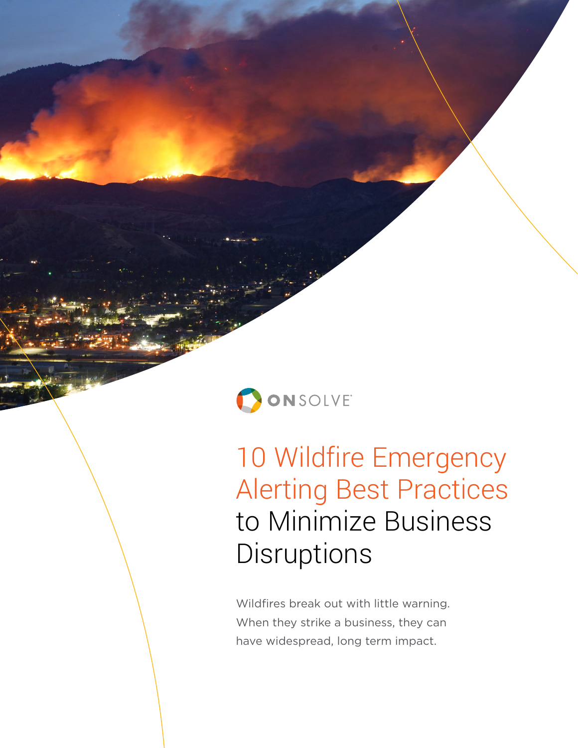ONSOLVE

# 10 Wildfire Emergency Alerting Best Practices to Minimize Business Disruptions

Wildfires break out with little warning. When they strike a business, they can have widespread, long term impact.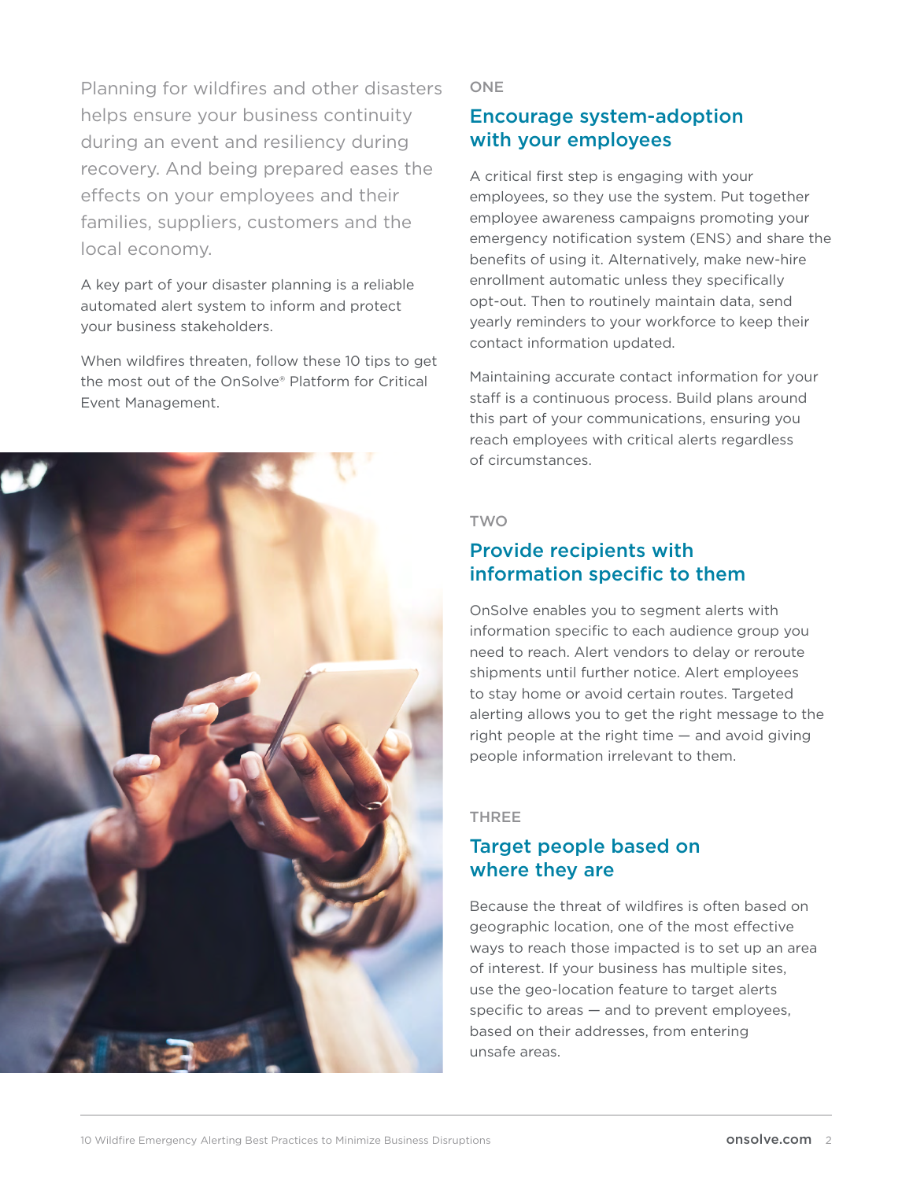Planning for wildfires and other disasters helps ensure your business continuity during an event and resiliency during recovery. And being prepared eases the effects on your employees and their families, suppliers, customers and the local economy.

A key part of your disaster planning is a reliable automated alert system to inform and protect your business stakeholders.

When wildfires threaten, follow these 10 tips to get the most out of the OnSolve® Platform for Critical Event Management.

ONE

## Encourage system-adoption with your employees

A critical first step is engaging with your employees, so they use the system. Put together employee awareness campaigns promoting your emergency notification system (ENS) and share the benefits of using it. Alternatively, make new-hire enrollment automatic unless they specifically opt-out. Then to routinely maintain data, send yearly reminders to your workforce to keep their contact information updated.

Maintaining accurate contact information for your staff is a continuous process. Build plans around this part of your communications, ensuring you reach employees with critical alerts regardless of circumstances.

TWO

## Provide recipients with information specific to them

OnSolve enables you to segment alerts with information specific to each audience group you need to reach. Alert vendors to delay or reroute shipments until further notice. Alert employees to stay home or avoid certain routes. Targeted alerting allows you to get the right message to the right people at the right time — and avoid giving people information irrelevant to them.

THREE

## Target people based on where they are

Because the threat of wildfires is often based on geographic location, one of the most effective ways to reach those impacted is to set up an area of interest. If your business has multiple sites, use the geo-location feature to target alerts specific to areas — and to prevent employees, based on their addresses, from entering unsafe areas.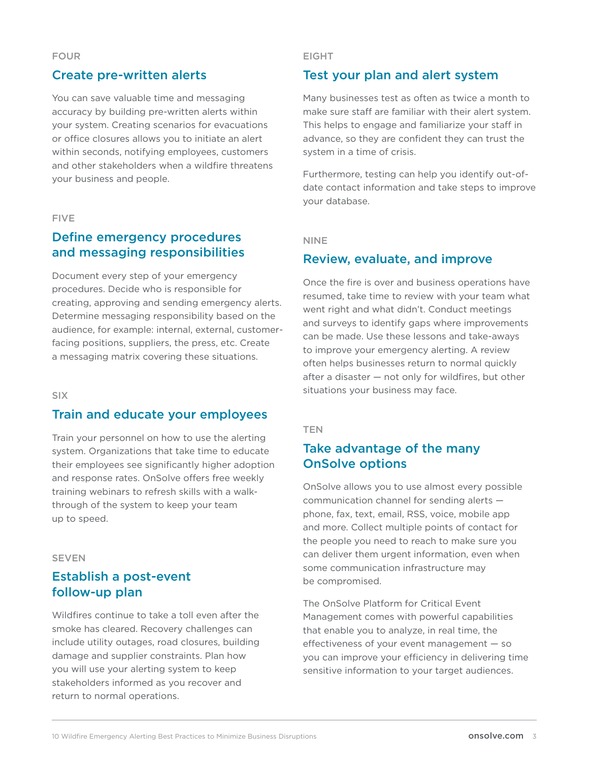FOUR

## Create pre-written alerts

You can save valuable time and messaging accuracy by building pre-written alerts within your system. Creating scenarios for evacuations or office closures allows you to initiate an alert within seconds, notifying employees, customers and other stakeholders when a wildfire threatens your business and people.

FIVE

## Define emergency procedures and messaging responsibilities

Document every step of your emergency procedures. Decide who is responsible for creating, approving and sending emergency alerts. Determine messaging responsibility based on the audience, for example: internal, external, customer-facing positions, suppliers, the press, etc. Create a messaging matrix covering these situations.

SIX

## Train and educate your employees

Train your personnel on how to use the alerting system. Organizations that take time to educate their employees see significantly higher adoption and response rates. OnSolve offers free weekly training webinars to refresh skills with a walk-through of the system to keep your team up to speed.

SEVEN

## Establish a post-event follow-up plan

Wildfires continue to take a toll even after the smoke has cleared. Recovery challenges can include utility outages, road closures, building damage and supplier constraints. Plan how you will use your alerting system to keep stakeholders informed as you recover and return to normal operations.

EIGHT

## Test your plan and alert system

Many businesses test as often as twice a month to make sure staff are familiar with their alert system. This helps to engage and familiarize your staff in advance, so they are confident they can trust the system in a time of crisis.

Furthermore, testing can help you identify out-of-date contact information and take steps to improve your database.

NINE

## Review, evaluate, and improve

Once the fire is over and business operations have resumed, take time to review with your team what went right and what didn't. Conduct meetings and surveys to identify gaps where improvements can be made. Use these lessons and take-aways to improve your emergency alerting. A review often helps businesses return to normal quickly after a disaster — not only for wildfires, but other situations your business may face.

TEN

## Take advantage of the many OnSolve options

OnSolve allows you to use almost every possible communication channel for sending alerts — phone, fax, text, email, RSS, voice, mobile app and more. Collect multiple points of contact for the people you need to reach to make sure you can deliver them urgent information, even when some communication infrastructure may be compromised.

The OnSolve Platform for Critical Event Management comes with powerful capabilities that enable you to analyze, in real time, the effectiveness of your event management — so you can improve your efficiency in delivering time sensitive information to your target audiences.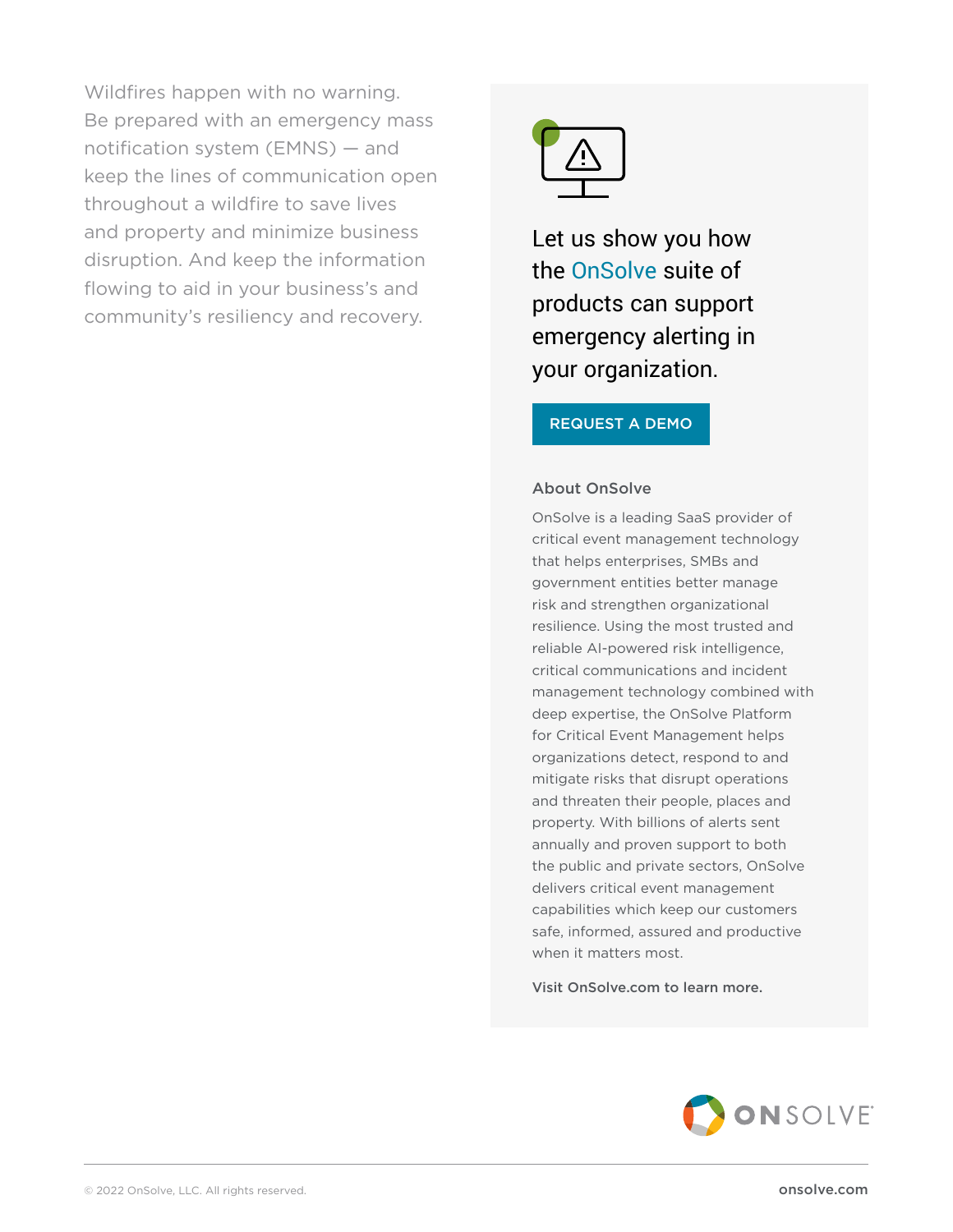Wildfires happen with no warning. Be prepared with an emergency mass notification system (EMNS) — and keep the lines of communication open throughout a wildfire to save lives and property and minimize business disruption. And keep the information flowing to aid in your business's and community's resiliency and recovery.

Let us show you how the OnSolve suite of products can support emergency alerting in your organization.

REQUEST A DEMO

### About OnSolve

OnSolve is a leading SaaS provider of critical event management technology that helps enterprises, SMBs and government entities better manage risk and strengthen organizational resilience. Using the most trusted and reliable AI-powered risk intelligence, critical communications and incident management technology combined with deep expertise, the OnSolve Platform for Critical Event Management helps organizations detect, respond to and mitigate risks that disrupt operations and threaten their people, places and property. With billions of alerts sent annually and proven support to both the public and private sectors, OnSolve delivers critical event management capabilities which keep our customers safe, informed, assured and productive when it matters most.

**Visit OnSolve.com to learn more.**

ONSOLVE

© 2022 OnSolve, LLC. All rights reserved.

onsolve.com